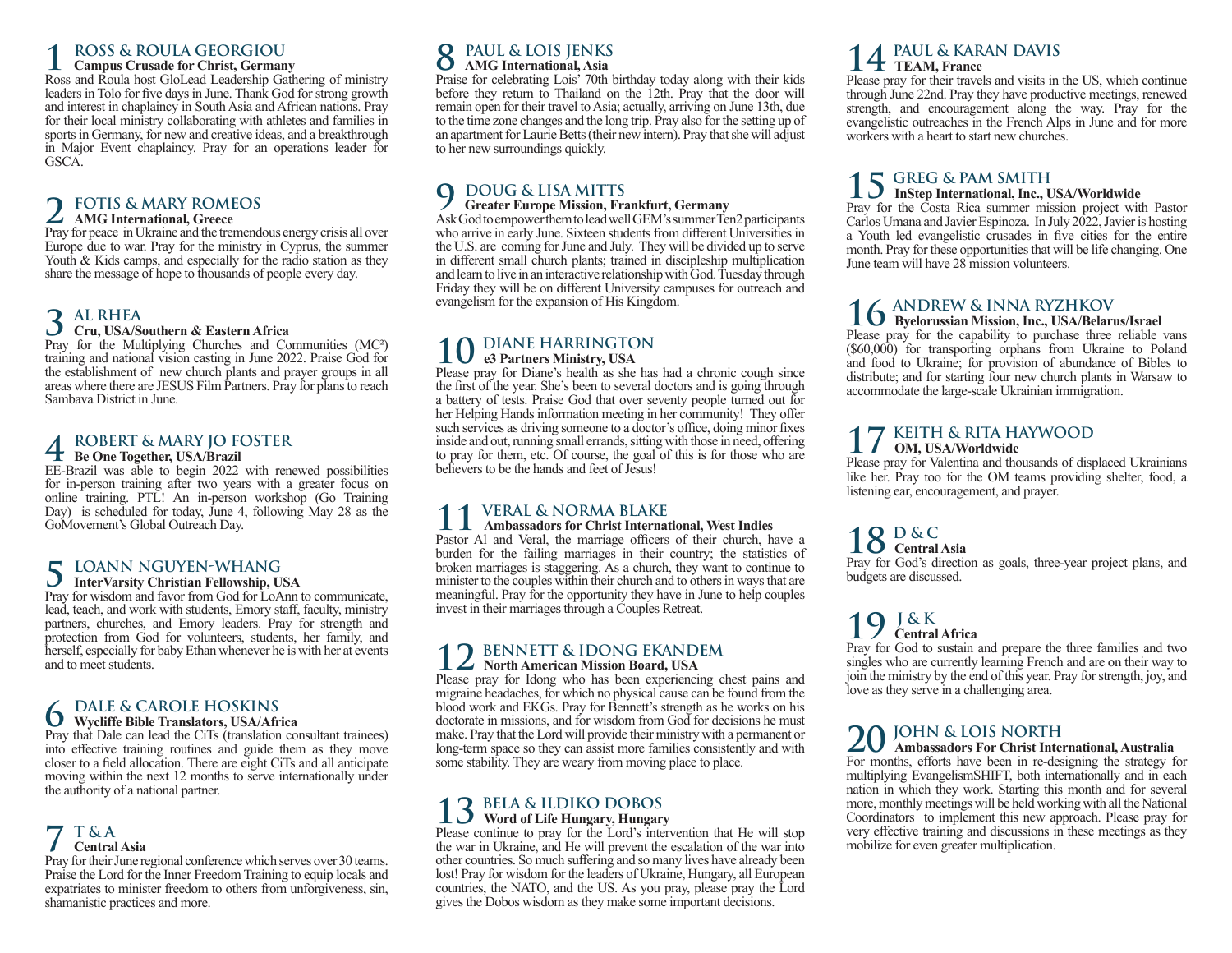## 1 ROSS & ROULA GEORGIOU

**Campus Crusade for Christ, Germany**

Ross and Roula host GloLead Leadership Gathering of ministry leaders in Tolo for five days in June. Thank God for strong growth and interest in chaplaincy in South Asia and African nations. Pray for their local ministry collaborating with athletes and families in sports in Germany, for new and creative ideas, and a breakthrough in Major Event chaplaincy. Pray for an operations leader for GSCA.

## 2 FOTIS & MARY ROMEOS

**AMG International, Greece**

Pray for peace in Ukraine and the tremendous energy crisis all over Europe due to war. Pray for the ministry in Cyprus, the summer Youth & Kids camps, and especially for the radio station as they share the message of hope to thousands of people every day.

## 3 AL RHEA

**Cru, USA/Southern & Eastern Africa**

Pray for the Multiplying Churches and Communities ($MC^2$) training and national vision casting in June 2022. Praise God for the establishment of new church plants and prayer groups in all areas where there are JESUS Film Partners. Pray for plans to reach Sambava District in June.

## 4 ROBERT & MARY JO FOSTER

**Be One Together, USA/Brazil**

EE-Brazil was able to begin 2022 with renewed possibilities for in-person training after two years with a greater focus on online training. PTL! An in-person workshop (Go Training Day) is scheduled for today, June 4, following May 28 as the GoMovement's Global Outreach Day.

## 5 LOANN NGUYEN-WHANG

**InterVarsity Christian Fellowship, USA**

Pray for wisdom and favor from God for LoAnn to communicate, lead, teach, and work with students, Emory staff, faculty, ministry partners, churches, and Emory leaders. Pray for strength and protection from God for volunteers, students, her family, and herself, especially for baby Ethan whenever he is with her at events and to meet students.

## 6 DALE & CAROLE HOSKINS

**Wycliffe Bible Translators, USA/Africa**

Pray that Dale can lead the CiTs (translation consultant trainees) into effective training routines and guide them as they move closer to a field allocation. There are eight CiTs and all anticipate moving within the next 12 months to serve internationally under the authority of a national partner.

## 7 T & A

**Central Asia**

Pray for their June regional conference which serves over 30 teams. Praise the Lord for the Inner Freedom Training to equip locals and expatriates to minister freedom to others from unforgiveness, sin, shamanistic practices and more.

## 8 PAUL & LOIS JENKS

**AMG International, Asia**

Praise for celebrating Lois' 70th birthday today along with their kids before they return to Thailand on the 12th. Pray that the door will remain open for their travel to Asia; actually, arriving on June 13th, due to the time zone changes and the long trip. Pray also for the setting up of an apartment for Laurie Betts (their new intern). Pray that she will adjust to her new surroundings quickly.

## 9 DOUG & LISA MITTS

**Greater Europe Mission, Frankfurt, Germany**

Ask God to empower them to lead well GEM's summer Ten2 participants who arrive in early June. Sixteen students from different Universities in the U.S. are coming for June and July. They will be divided up to serve in different small church plants; trained in discipleship multiplication and learn to live in an interactive relationship with God. Tuesday through Friday they will be on different University campuses for outreach and evangelism for the expansion of His Kingdom.

## 10 DIANE HARRINGTON

**e3 Partners Ministry, USA**

Please pray for Diane's health as she has had a chronic cough since the first of the year. She's been to several doctors and is going through a battery of tests. Praise God that over seventy people turned out for her Helping Hands information meeting in her community! They offer such services as driving someone to a doctor's office, doing minor fixes inside and out, running small errands, sitting with those in need, offering to pray for them, etc. Of course, the goal of this is for those who are believers to be the hands and feet of Jesus!

## 11 VERAL & NORMA BLAKE

**Ambassadors for Christ International, West Indies**

Pastor Al and Veral, the marriage officers of their church, have a burden for the failing marriages in their country; the statistics of broken marriages is staggering. As a church, they want to continue to minister to the couples within their church and to others in ways that are meaningful. Pray for the opportunity they have in June to help couples invest in their marriages through a Couples Retreat.

## 12 BENNETT & IDONG EKANDEM

**North American Mission Board, USA**

Please pray for Idong who has been experiencing chest pains and migraine headaches, for which no physical cause can be found from the blood work and EKGs. Pray for Bennett's strength as he works on his doctorate in missions, and for wisdom from God for decisions he must make. Pray that the Lord will provide their ministry with a permanent or long-term space so they can assist more families consistently and with some stability. They are weary from moving place to place.

## 13 BELA & ILDIKO DOBOS

**Word of Life Hungary, Hungary**

Please continue to pray for the Lord's intervention that He will stop the war in Ukraine, and He will prevent the escalation of the war into other countries. So much suffering and so many lives have already been lost! Pray for wisdom for the leaders of Ukraine, Hungary, all European countries, the NATO, and the US. As you pray, please pray the Lord gives the Dobos wisdom as they make some important decisions.

## 14 PAUL & KARAN DAVIS

**TEAM, France**

Please pray for their travels and visits in the US, which continue through June 22nd. Pray they have productive meetings, renewed strength, and encouragement along the way. Pray for the evangelistic outreaches in the French Alps in June and for more workers with a heart to start new churches.

## 15 GREG & PAM SMITH

**InStep International, Inc., USA/Worldwide**

Pray for the Costa Rica summer mission project with Pastor Carlos Umana and Javier Espinoza. In July 2022, Javier is hosting a Youth led evangelistic crusades in five cities for the entire month. Pray for these opportunities that will be life changing. One June team will have 28 mission volunteers.

## 16 ANDREW & INNA RYZHKOV

**Byelorussian Mission, Inc., USA/Belarus/Israel**

Please pray for the capability to purchase three reliable vans ($60,000) for transporting orphans from Ukraine to Poland and food to Ukraine; for provision of abundance of Bibles to distribute; and for starting four new church plants in Warsaw to accommodate the large-scale Ukrainian immigration.

## 17 KEITH & RITA HAYWOOD

**OM, USA/Worldwide**

Please pray for Valentina and thousands of displaced Ukrainians like her. Pray too for the OM teams providing shelter, food, a listening ear, encouragement, and prayer.

## 18 D & C

**Central Asia**

Pray for God's direction as goals, three-year project plans, and budgets are discussed.

## 19 J & K

**Central Africa**

Pray for God to sustain and prepare the three families and two singles who are currently learning French and are on their way to join the ministry by the end of this year. Pray for strength, joy, and love as they serve in a challenging area.

## 20 JOHN & LOIS NORTH

**Ambassadors For Christ International, Australia**

For months, efforts have been in re-designing the strategy for multiplying EvangelismSHIFT, both internationally and in each nation in which they work. Starting this month and for several more, monthly meetings will be held working with all the National Coordinators to implement this new approach. Please pray for very effective training and discussions in these meetings as they mobilize for even greater multiplication.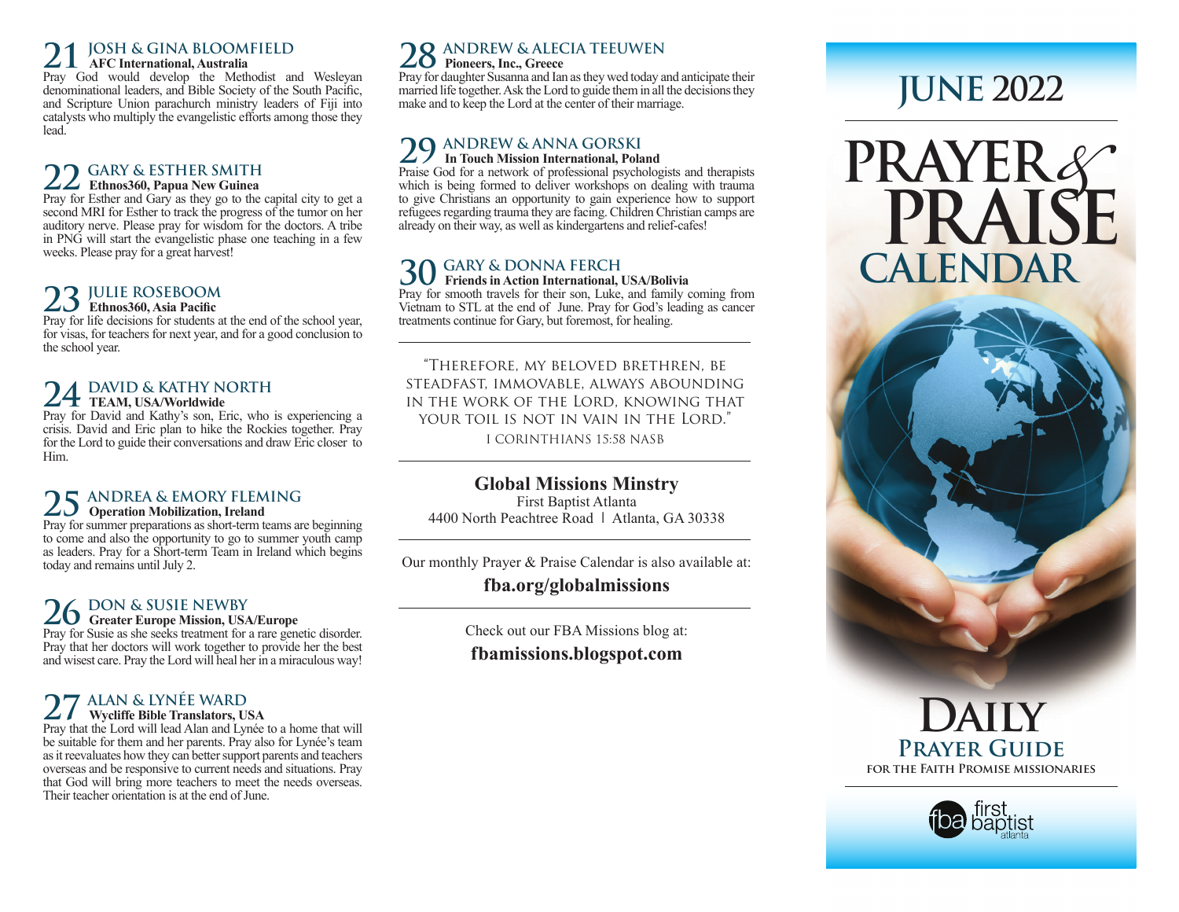## 21 JOSH & GINA BLOOMFIELD
**AFC International, Australia**

Pray God would develop the Methodist and Wesleyan denominational leaders, and Bible Society of the South Pacific, and Scripture Union parachurch ministry leaders of Fiji into catalysts who multiply the evangelistic efforts among those they lead.

## 22 GARY & ESTHER SMITH
**Ethnos360, Papua New Guinea**

Pray for Esther and Gary as they go to the capital city to get a second MRI for Esther to track the progress of the tumor on her auditory nerve. Please pray for wisdom for the doctors. A tribe in PNG will start the evangelistic phase one teaching in a few weeks. Please pray for a great harvest!

## 23 JULIE ROSEBOOM
**Ethnos360, Asia Pacific**

Pray for life decisions for students at the end of the school year, for visas, for teachers for next year, and for a good conclusion to the school year.

## 24 DAVID & KATHY NORTH
**TEAM, USA/Worldwide**

Pray for David and Kathy's son, Eric, who is experiencing a crisis. David and Eric plan to hike the Rockies together. Pray for the Lord to guide their conversations and draw Eric closer to Him.

## 25 ANDREA & EMORY FLEMING
**Operation Mobilization, Ireland**

Pray for summer preparations as short-term teams are beginning to come and also the opportunity to go to summer youth camp as leaders. Pray for a Short-term Team in Ireland which begins today and remains until July 2.

## 26 DON & SUSIE NEWBY
**Greater Europe Mission, USA/Europe**

Pray for Susie as she seeks treatment for a rare genetic disorder. Pray that her doctors will work together to provide her the best and wisest care. Pray the Lord will heal her in a miraculous way!

## 27 ALAN & LYNÉE WARD
**Wycliffe Bible Translators, USA**

Pray that the Lord will lead Alan and Lynée to a home that will be suitable for them and her parents. Pray also for Lynée's team as it reevaluates how they can better support parents and teachers overseas and be responsive to current needs and situations. Pray that God will bring more teachers to meet the needs overseas. Their teacher orientation is at the end of June.

## 28 ANDREW & ALECIA TEEUWEN
**Pioneers, Inc., Greece**

Pray for daughter Susanna and Ian as they wed today and anticipate their married life together. Ask the Lord to guide them in all the decisions they make and to keep the Lord at the center of their marriage.

## 29 ANDREW & ANNA GORSKI
**In Touch Mission International, Poland**

Praise God for a network of professional psychologists and therapists which is being formed to deliver workshops on dealing with trauma to give Christians an opportunity to gain experience how to support refugees regarding trauma they are facing. Children Christian camps are already on their way, as well as kindergartens and relief-cafes!

## 30 GARY & DONNA FERCH
**Friends in Action International, USA/Bolivia**

Pray for smooth travels for their son, Luke, and family coming from Vietnam to STL at the end of June. Pray for God's leading as cancer treatments continue for Gary, but foremost, for healing.

---

"Therefore, my beloved brethren, be steadfast, immovable, always abounding in the work of the Lord, knowing that your toil is not in vain in the Lord."

I CORINTHIANS 15:58 NASB

---

**Global Missions Minstry**

First Baptist Atlanta

4400 North Peachtree Road | Atlanta, GA 30338

---

Our monthly Prayer & Praise Calendar is also available at:

**fba.org/globalmissions**

---

Check out our FBA Missions blog at:

**fbamissions.blogspot.com**

---

# JUNE 2022

# PRAYER & PRAISE CALENDAR

## Daily Prayer Guide
for the Faith Promise missionaries

fba first baptist atlanta